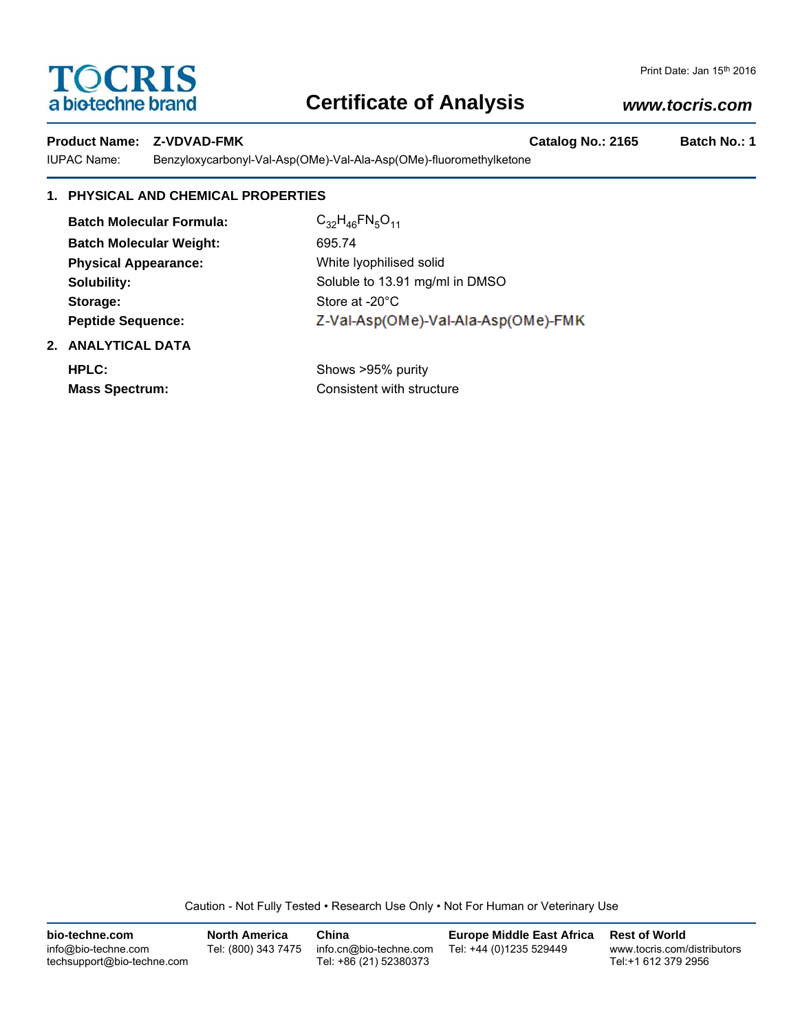# TOCRIS
a biotechne brand

Print Date: Jan 15th 2016

## Certificate of Analysis

*www.tocris.com*

**Product Name: Z-VDVAD-FMK** **Catalog No.: 2165** **Batch No.: 1**

IUPAC Name: Benzyloxycarbonyl-Val-Asp(OMe)-Val-Ala-Asp(OMe)-fluoromethylketone

### 1. PHYSICAL AND CHEMICAL PROPERTIES

**Batch Molecular Formula:** $C_{32}H_{46}FN_5O_{11}$

**Batch Molecular Weight:** 695.74

**Physical Appearance:** White lyophilised solid

**Solubility:** Soluble to 13.91 mg/ml in DMSO

**Storage:** Store at -20°C

**Peptide Sequence:** Z-Val-Asp(OMe)-Val-Ala-Asp(OMe)-FMK

### 2. ANALYTICAL DATA

**HPLC:** Shows >95% purity

**Mass Spectrum:** Consistent with structure

Caution - Not Fully Tested • Research Use Only • Not For Human or Veterinary Use

**bio-techne.com**
info@bio-techne.com
techsupport@bio-techne.com

**North America**
Tel: (800) 343 7475

**China**
info.cn@bio-techne.com
Tel: +86 (21) 52380373

**Europe Middle East Africa**
Tel: +44 (0)1235 529449

**Rest of World**
www.tocris.com/distributors
Tel:+1 612 379 2956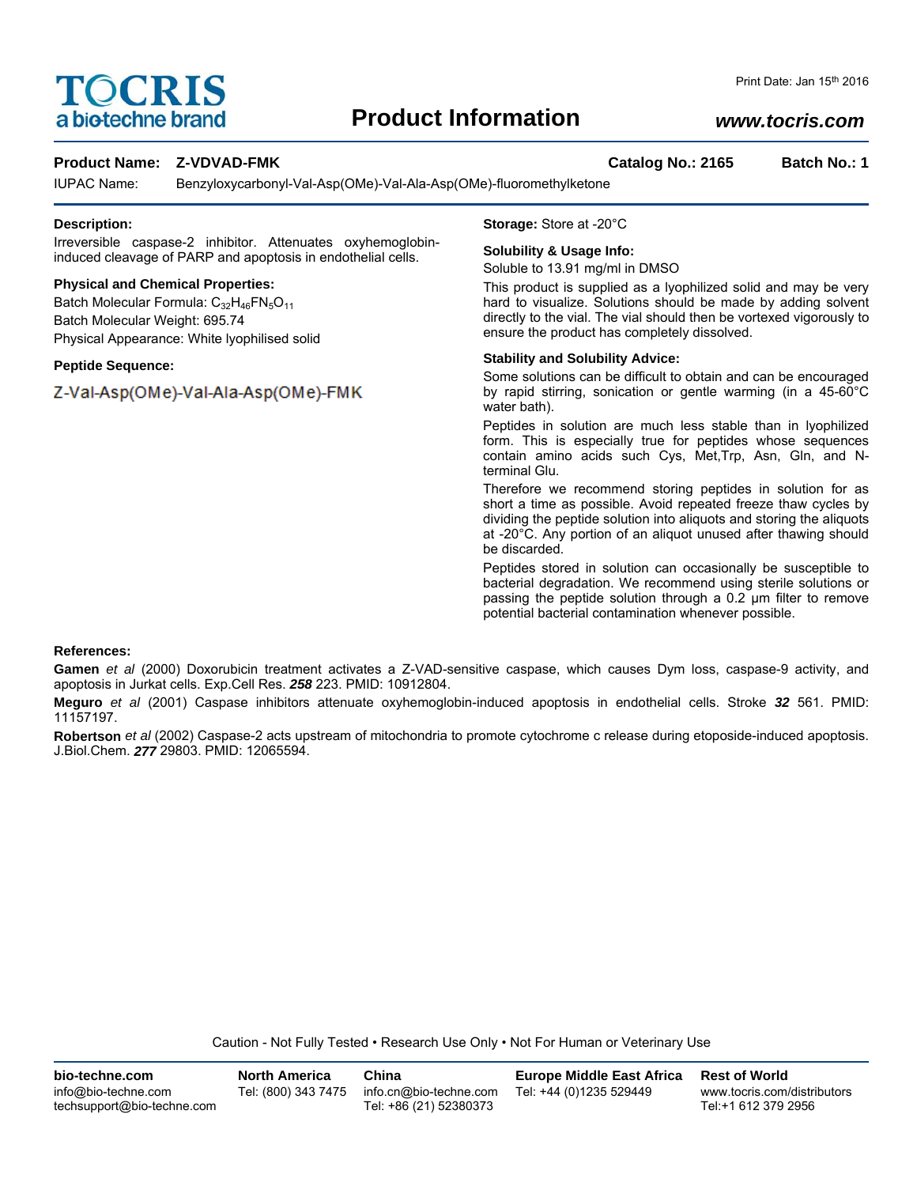# Product Information

Print Date: Jan 15th 2016

www.tocris.com

**Product Name: Z-VDVAD-FMK** **Catalog No.: 2165** **Batch No.: 1**

IUPAC Name: Benzyloxycarbonyl-Val-Asp(OMe)-Val-Ala-Asp(OMe)-fluoromethylketone

### Description:

Irreversible caspase-2 inhibitor. Attenuates oxyhemoglobin-induced cleavage of PARP and apoptosis in endothelial cells.

### Physical and Chemical Properties:

Batch Molecular Formula: $C_{32}H_{46}FN_5O_{11}$

Batch Molecular Weight: 695.74

Physical Appearance: White lyophilised solid

### Peptide Sequence:

Z-Val-Asp(OMe)-Val-Ala-Asp(OMe)-FMK

**Storage:** Store at -20°C

### Solubility & Usage Info:

Soluble to 13.91 mg/ml in DMSO

This product is supplied as a lyophilized solid and may be very hard to visualize. Solutions should be made by adding solvent directly to the vial. The vial should then be vortexed vigorously to ensure the product has completely dissolved.

### Stability and Solubility Advice:

Some solutions can be difficult to obtain and can be encouraged by rapid stirring, sonication or gentle warming (in a 45-60°C water bath).

Peptides in solution are much less stable than in lyophilized form. This is especially true for peptides whose sequences contain amino acids such Cys, Met,Trp, Asn, Gln, and N-terminal Glu.

Therefore we recommend storing peptides in solution for as short a time as possible. Avoid repeated freeze thaw cycles by dividing the peptide solution into aliquots and storing the aliquots at -20°C. Any portion of an aliquot unused after thawing should be discarded.

Peptides stored in solution can occasionally be susceptible to bacterial degradation. We recommend using sterile solutions or passing the peptide solution through a 0.2 µm filter to remove potential bacterial contamination whenever possible.

### References:

**Gamen** *et al* (2000) Doxorubicin treatment activates a Z-VAD-sensitive caspase, which causes Dym loss, caspase-9 activity, and apoptosis in Jurkat cells. Exp.Cell Res. ***258*** 223. PMID: 10912804.

**Meguro** *et al* (2001) Caspase inhibitors attenuate oxyhemoglobin-induced apoptosis in endothelial cells. Stroke ***32*** 561. PMID: 11157197.

**Robertson** *et al* (2002) Caspase-2 acts upstream of mitochondria to promote cytochrome c release during etoposide-induced apoptosis. J.Biol.Chem. ***277*** 29803. PMID: 12065594.

Caution - Not Fully Tested • Research Use Only • Not For Human or Veterinary Use

**bio-techne.com**
info@bio-techne.com
techsupport@bio-techne.com

**North America**
Tel: (800) 343 7475

**China**
info.cn@bio-techne.com
Tel: +86 (21) 52380373

**Europe Middle East Africa**
Tel: +44 (0)1235 529449

**Rest of World**
www.tocris.com/distributors
Tel:+1 612 379 2956